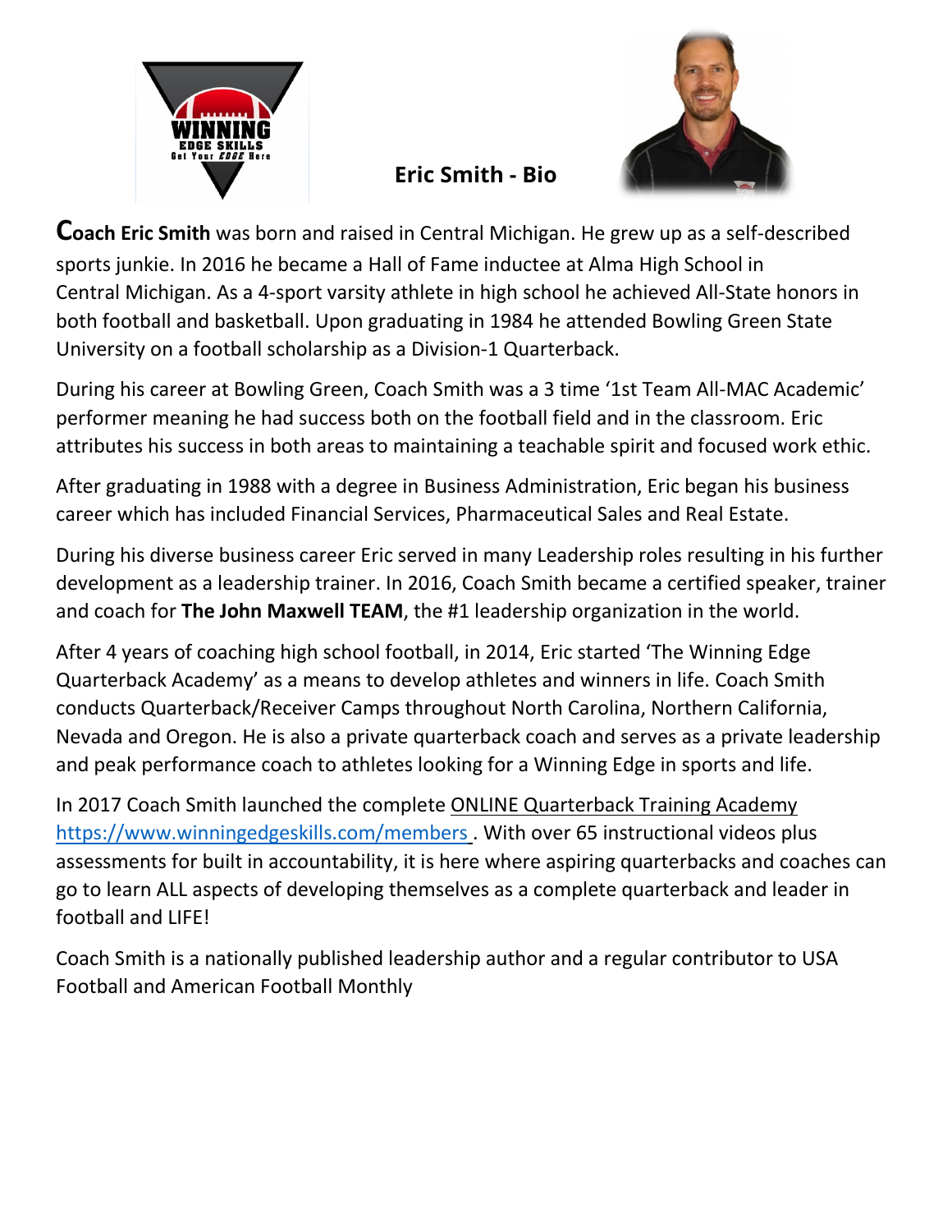## Eric Smith - Bio

**Coach Eric Smith** was born and raised in Central Michigan. He grew up as a self-described sports junkie. In 2016 he became a Hall of Fame inductee at Alma High School in Central Michigan. As a 4-sport varsity athlete in high school he achieved All-State honors in both football and basketball. Upon graduating in 1984 he attended Bowling Green State University on a football scholarship as a Division-1 Quarterback.

During his career at Bowling Green, Coach Smith was a 3 time '1st Team All-MAC Academic' performer meaning he had success both on the football field and in the classroom. Eric attributes his success in both areas to maintaining a teachable spirit and focused work ethic.

After graduating in 1988 with a degree in Business Administration, Eric began his business career which has included Financial Services, Pharmaceutical Sales and Real Estate.

During his diverse business career Eric served in many Leadership roles resulting in his further development as a leadership trainer. In 2016, Coach Smith became a certified speaker, trainer and coach for **The John Maxwell TEAM**, the #1 leadership organization in the world.

After 4 years of coaching high school football, in 2014, Eric started 'The Winning Edge Quarterback Academy' as a means to develop athletes and winners in life. Coach Smith conducts Quarterback/Receiver Camps throughout North Carolina, Northern California, Nevada and Oregon. He is also a private quarterback coach and serves as a private leadership and peak performance coach to athletes looking for a Winning Edge in sports and life.

In 2017 Coach Smith launched the complete ONLINE Quarterback Training Academy https://www.winningedgeskills.com/members . With over 65 instructional videos plus assessments for built in accountability, it is here where aspiring quarterbacks and coaches can go to learn ALL aspects of developing themselves as a complete quarterback and leader in football and LIFE!

Coach Smith is a nationally published leadership author and a regular contributor to USA Football and American Football Monthly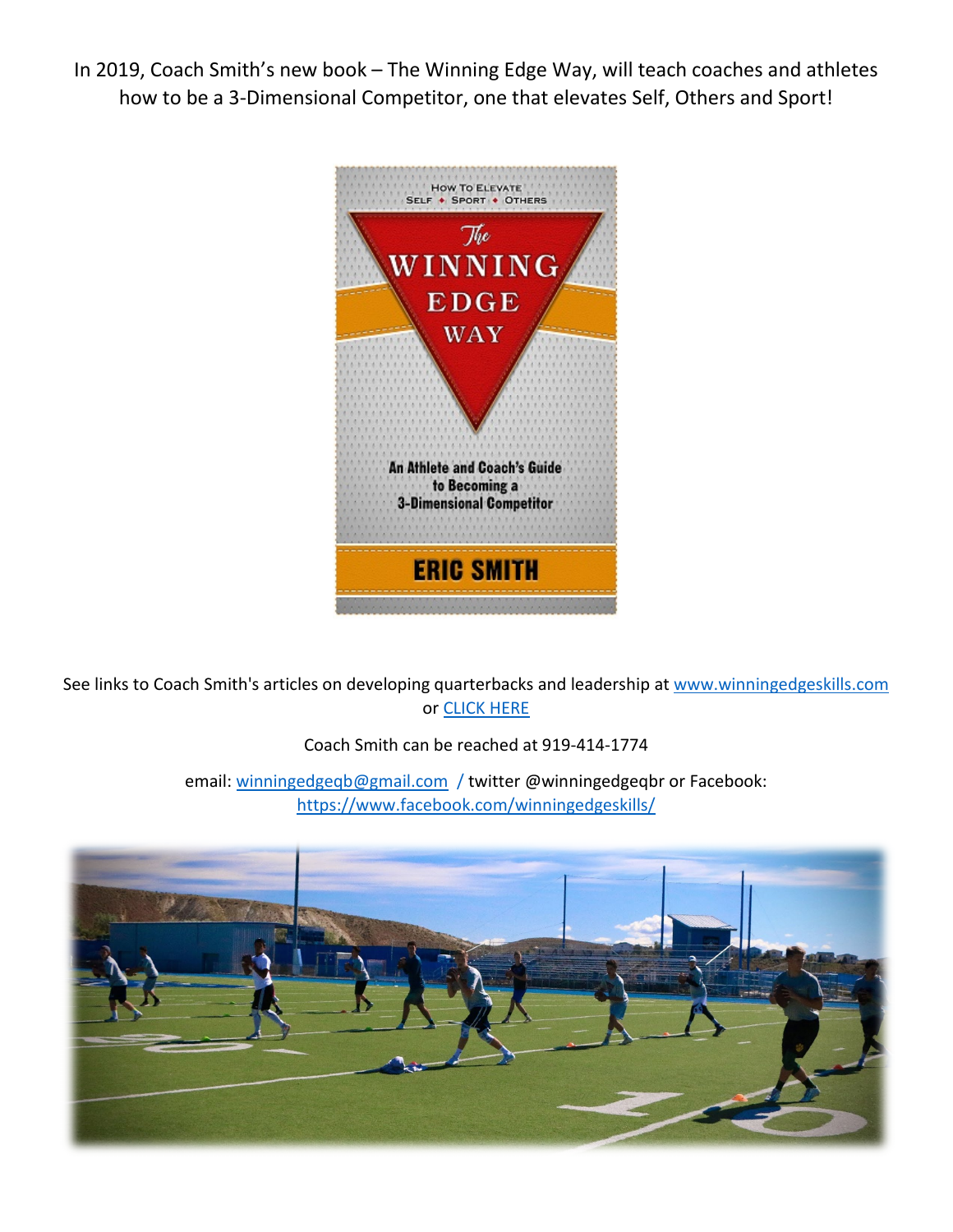In 2019, Coach Smith's new book – The Winning Edge Way, will teach coaches and athletes how to be a 3-Dimensional Competitor, one that elevates Self, Others and Sport!

See links to Coach Smith's articles on developing quarterbacks and leadership at www.winningedgeskills.com or CLICK HERE

Coach Smith can be reached at 919-414-1774

email: winningedgeqb@gmail.com / twitter @winningedgeqbr or Facebook: https://www.facebook.com/winningedgeskills/